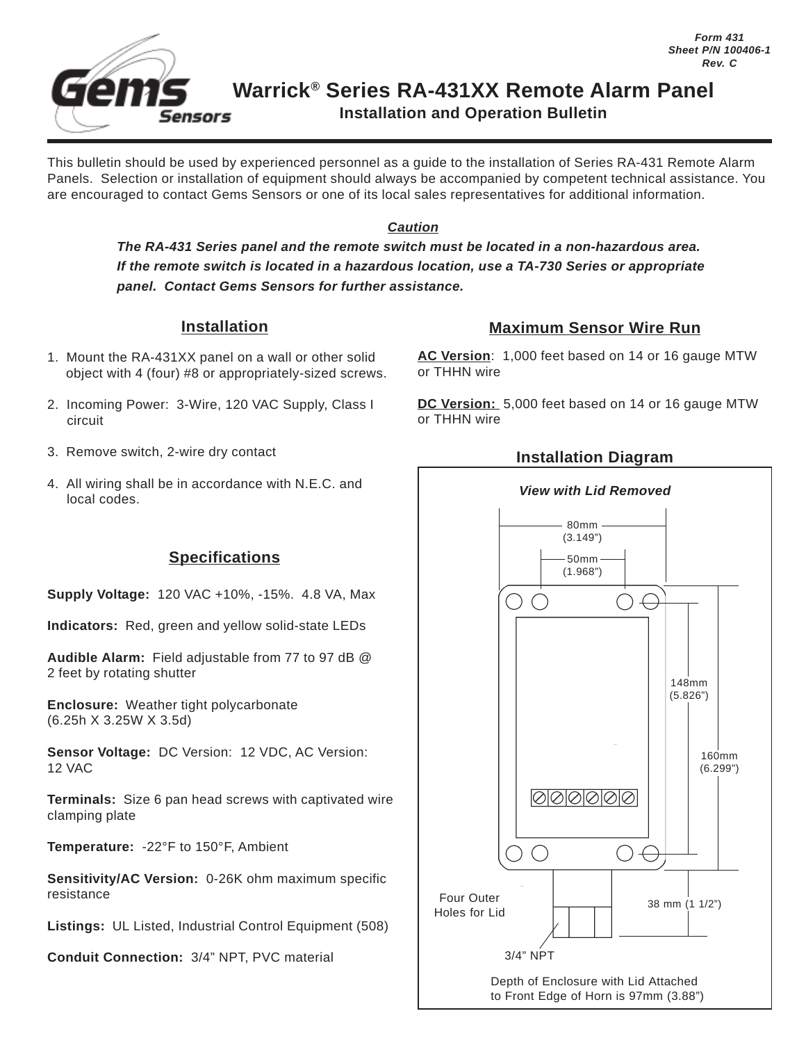Form 431
Sheet P/N 100406-1
Rev. C

# Warrick® Series RA-431XX Remote Alarm Panel

## Installation and Operation Bulletin

This bulletin should be used by experienced personnel as a guide to the installation of Series RA-431 Remote Alarm Panels. Selection or installation of equipment should always be accompanied by competent technical assistance. You are encouraged to contact Gems Sensors or one of its local sales representatives for additional information.

***Caution***

***The RA-431 Series panel and the remote switch must be located in a non-hazardous area. If the remote switch is located in a hazardous location, use a TA-730 Series or appropriate panel. Contact Gems Sensors for further assistance.***

## Installation

1. Mount the RA-431XX panel on a wall or other solid object with 4 (four) #8 or appropriately-sized screws.
2. Incoming Power: 3-Wire, 120 VAC Supply, Class I circuit
3. Remove switch, 2-wire dry contact
4. All wiring shall be in accordance with N.E.C. and local codes.

## Specifications

**Supply Voltage:** 120 VAC +10%, -15%. 4.8 VA, Max

**Indicators:** Red, green and yellow solid-state LEDs

**Audible Alarm:** Field adjustable from 77 to 97 dB @ 2 feet by rotating shutter

**Enclosure:** Weather tight polycarbonate (6.25h X 3.25W X 3.5d)

**Sensor Voltage:** DC Version: 12 VDC, AC Version: 12 VAC

**Terminals:** Size 6 pan head screws with captivated wire clamping plate

**Temperature:** -22°F to 150°F, Ambient

**Sensitivity/AC Version:** 0-26K ohm maximum specific resistance

**Listings:** UL Listed, Industrial Control Equipment (508)

**Conduit Connection:** 3/4" NPT, PVC material

## Maximum Sensor Wire Run

**AC Version**: 1,000 feet based on 14 or 16 gauge MTW or THHN wire

**DC Version:** 5,000 feet based on 14 or 16 gauge MTW or THHN wire

## Installation Diagram

*View with Lid Removed*

80mm (3.149")

50mm (1.968")

148mm (5.826")

160mm (6.299")

38 mm (1 1/2")

Four Outer Holes for Lid

3/4" NPT

Depth of Enclosure with Lid Attached to Front Edge of Horn is 97mm (3.88")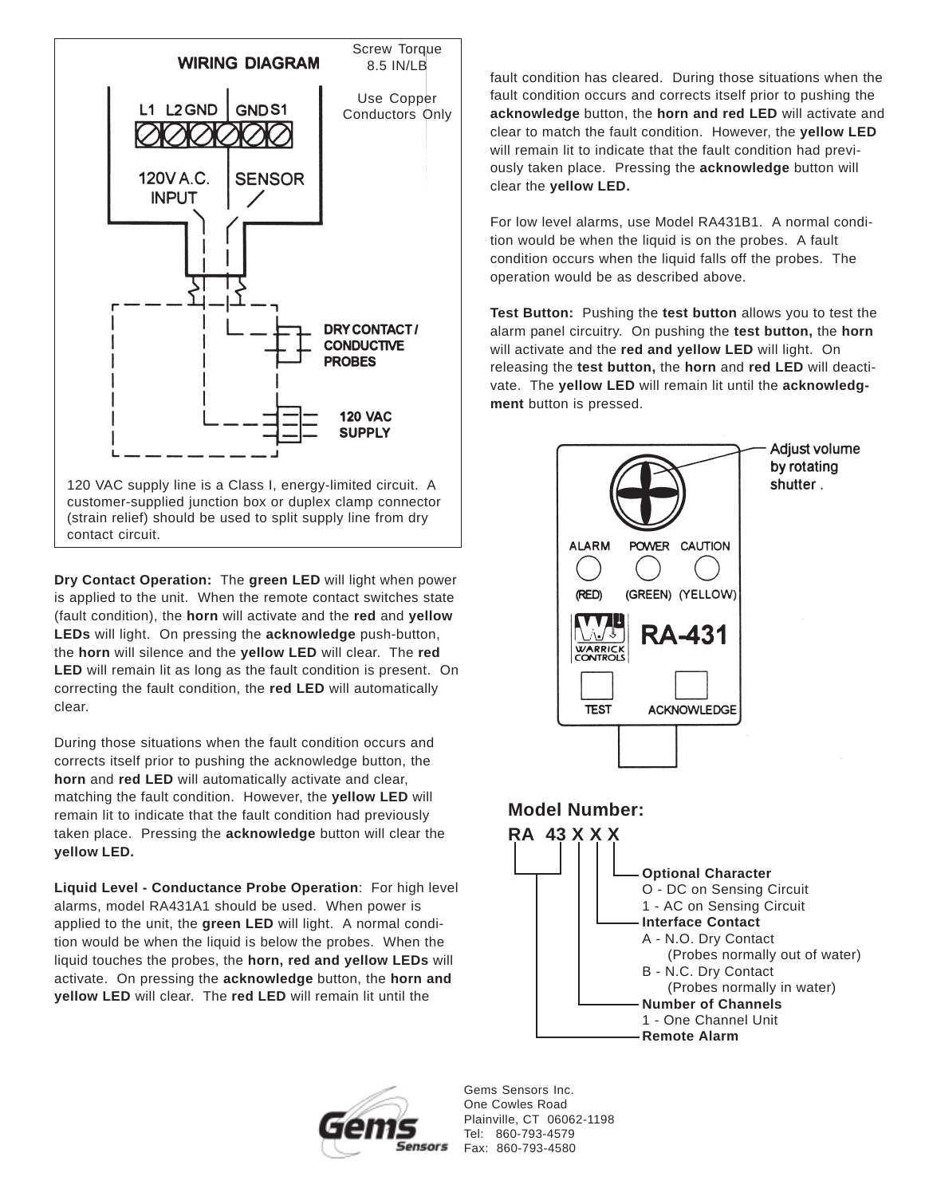## WIRING DIAGRAM

Screw Torque 8.5 IN/LB

Use Copper Conductors Only

L1 L2 GND GND S1

120V A.C. INPUT

SENSOR

DRY CONTACT / CONDUCTIVE PROBES

120 VAC SUPPLY

120 VAC supply line is a Class I, energy-limited circuit. A customer-supplied junction box or duplex clamp connector (strain relief) should be used to split supply line from dry contact circuit.

**Dry Contact Operation:** The **green LED** will light when power is applied to the unit. When the remote contact switches state (fault condition), the **horn** will activate and the **red** and **yellow LEDs** will light. On pressing the **acknowledge** push-button, the **horn** will silence and the **yellow LED** will clear. The **red LED** will remain lit as long as the fault condition is present. On correcting the fault condition, the **red LED** will automatically clear.

During those situations when the fault condition occurs and corrects itself prior to pushing the acknowledge button, the **horn** and **red LED** will automatically activate and clear, matching the fault condition. However, the **yellow LED** will remain lit to indicate that the fault condition had previously taken place. Pressing the **acknowledge** button will clear the **yellow LED.**

**Liquid Level - Conductance Probe Operation**: For high level alarms, model RA431A1 should be used. When power is applied to the unit, the **green LED** will light. A normal condition would be when the liquid is below the probes. When the liquid touches the probes, the **horn, red and yellow LEDs** will activate. On pressing the **acknowledge** button, the **horn and yellow LED** will clear. The **red LED** will remain lit until the fault condition has cleared. During those situations when the fault condition occurs and corrects itself prior to pushing the **acknowledge** button, the **horn and red LED** will activate and clear to match the fault condition. However, the **yellow LED** will remain lit to indicate that the fault condition had previously taken place. Pressing the **acknowledge** button will clear the **yellow LED.**

For low level alarms, use Model RA431B1. A normal condition would be when the liquid is on the probes. A fault condition occurs when the liquid falls off the probes. The operation would be as described above.

**Test Button:** Pushing the **test button** allows you to test the alarm panel circuitry. On pushing the **test button,** the **horn** will activate and the **red and yellow LED** will light. On releasing the **test button,** the **horn** and **red LED** will deactivate. The **yellow LED** will remain lit until the **acknowledgment** button is pressed.

Adjust volume by rotating shutter .

ALARM (RED)
POWER (GREEN)
CAUTION (YELLOW)

WARRICK CONTROLS

RA-431

TEST

ACKNOWLEDGE

## Model Number:

**RA 43 X X X**

- **Optional Character**
  - O - DC on Sensing Circuit
  - 1 - AC on Sensing Circuit
- **Interface Contact**
  - A - N.O. Dry Contact (Probes normally out of water)
  - B - N.C. Dry Contact (Probes normally in water)
- **Number of Channels**
  - 1 - One Channel Unit
- **Remote Alarm**

Gems Sensors Inc.
One Cowles Road
Plainville, CT 06062-1198
Tel: 860-793-4579
Fax: 860-793-4580